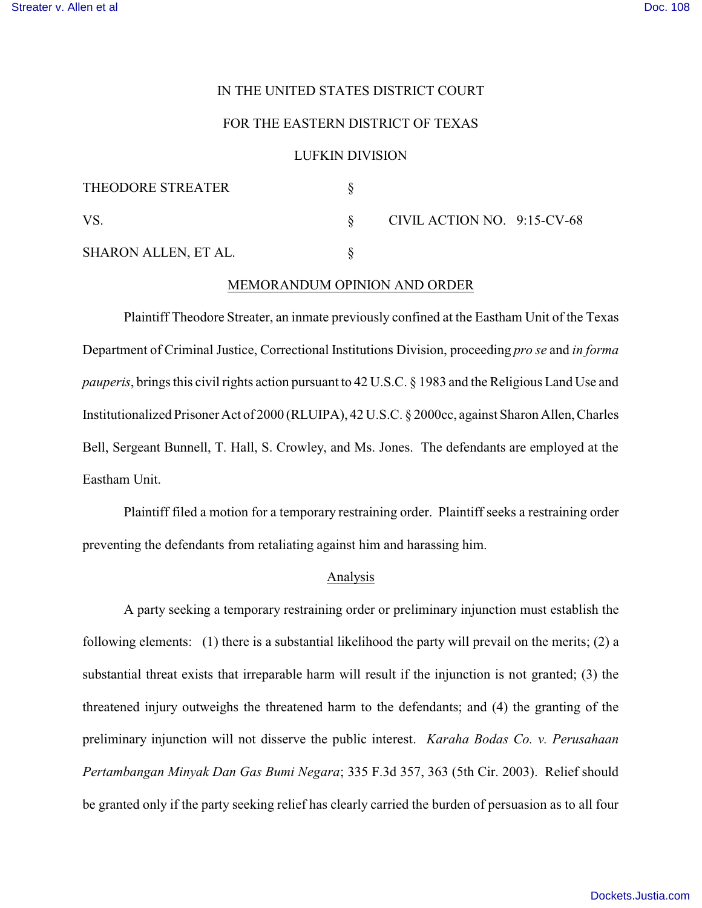IN THE UNITED STATES DISTRICT COURT

FOR THE EASTERN DISTRICT OF TEXAS

LUFKIN DIVISION

| | | |
|---|---|---|
| THEODORE STREATER | § | |
| VS. | § | CIVIL ACTION NO. 9:15-CV-68 |
| SHARON ALLEN, ET AL. | § | |

MEMORANDUM OPINION AND ORDER

Plaintiff Theodore Streater, an inmate previously confined at the Eastham Unit of the Texas Department of Criminal Justice, Correctional Institutions Division, proceeding *pro se* and *in forma pauperis*, brings this civil rights action pursuant to 42 U.S.C. § 1983 and the Religious Land Use and Institutionalized Prisoner Act of 2000 (RLUIPA), 42 U.S.C. § 2000cc, against Sharon Allen, Charles Bell, Sergeant Bunnell, T. Hall, S. Crowley, and Ms. Jones. The defendants are employed at the Eastham Unit.

Plaintiff filed a motion for a temporary restraining order. Plaintiff seeks a restraining order preventing the defendants from retaliating against him and harassing him.

Analysis

A party seeking a temporary restraining order or preliminary injunction must establish the following elements: (1) there is a substantial likelihood the party will prevail on the merits; (2) a substantial threat exists that irreparable harm will result if the injunction is not granted; (3) the threatened injury outweighs the threatened harm to the defendants; and (4) the granting of the preliminary injunction will not disserve the public interest. *Karaha Bodas Co. v. Perusahaan Pertambangan Minyak Dan Gas Bumi Negara*; 335 F.3d 357, 363 (5th Cir. 2003). Relief should be granted only if the party seeking relief has clearly carried the burden of persuasion as to all four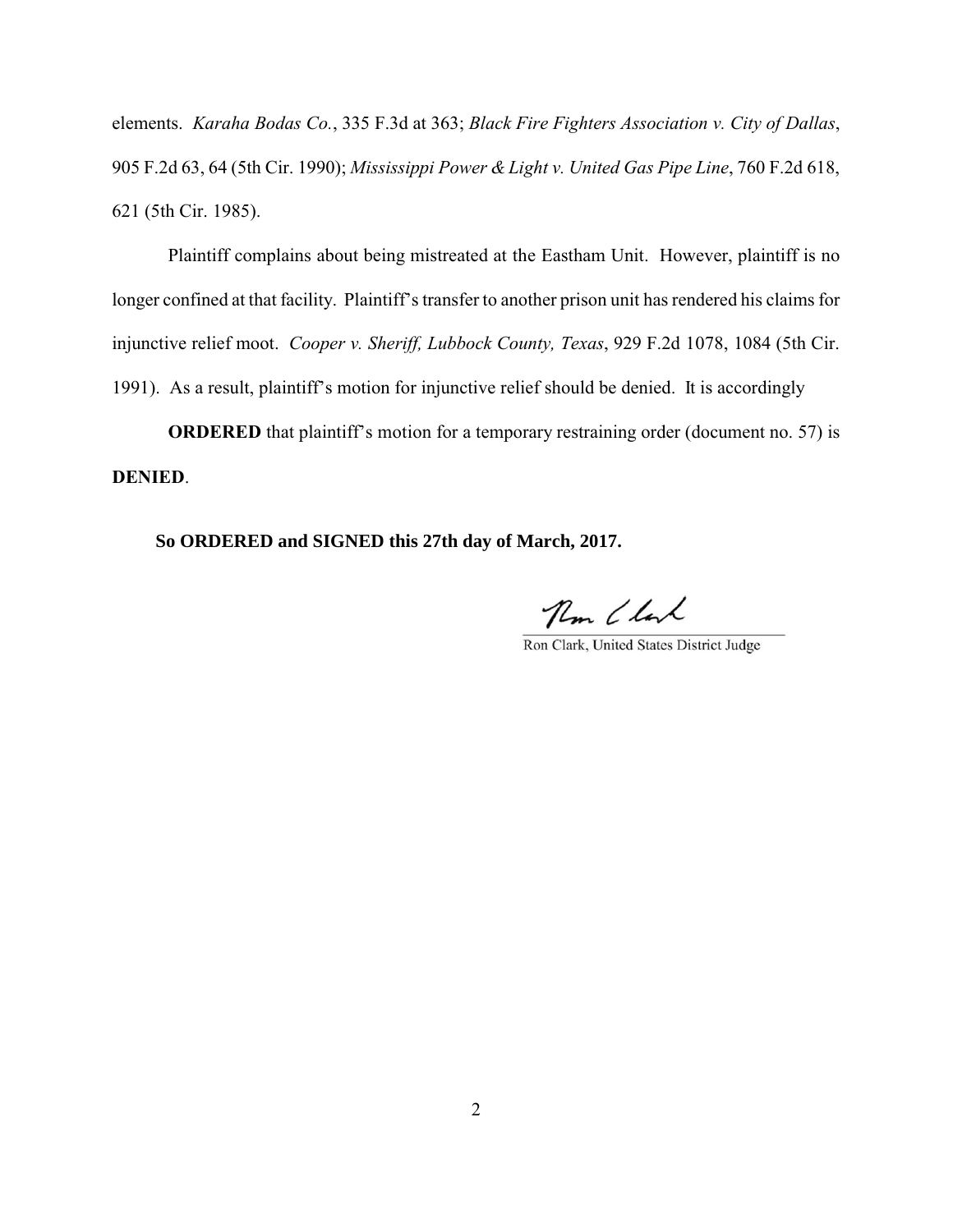elements. *Karaha Bodas Co.*, 335 F.3d at 363; *Black Fire Fighters Association v. City of Dallas*, 905 F.2d 63, 64 (5th Cir. 1990); *Mississippi Power & Light v. United Gas Pipe Line*, 760 F.2d 618, 621 (5th Cir. 1985).

Plaintiff complains about being mistreated at the Eastham Unit. However, plaintiff is no longer confined at that facility. Plaintiff's transfer to another prison unit has rendered his claims for injunctive relief moot. *Cooper v. Sheriff, Lubbock County, Texas*, 929 F.2d 1078, 1084 (5th Cir. 1991). As a result, plaintiff's motion for injunctive relief should be denied. It is accordingly

**ORDERED** that plaintiff's motion for a temporary restraining order (document no. 57) is **DENIED**.

**So ORDERED and SIGNED this 27th day of March, 2017.**

Ron Clark, United States District Judge